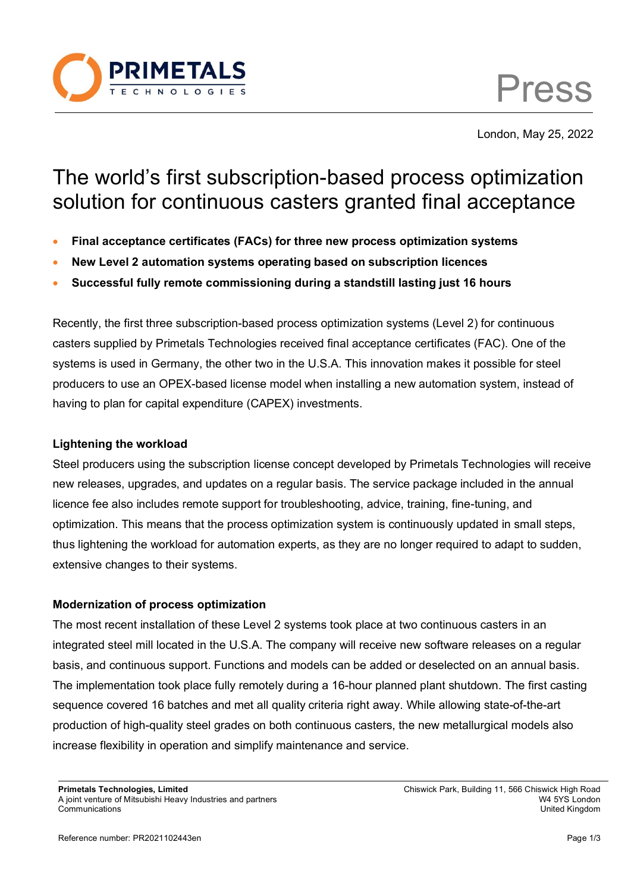Press

London, May 25, 2022

# The world's first subscription-based process optimization solution for continuous casters granted final acceptance

- **Final acceptance certificates (FACs) for three new process optimization systems**
- **New Level 2 automation systems operating based on subscription licences**
- **Successful fully remote commissioning during a standstill lasting just 16 hours**

Recently, the first three subscription-based process optimization systems (Level 2) for continuous casters supplied by Primetals Technologies received final acceptance certificates (FAC). One of the systems is used in Germany, the other two in the U.S.A. This innovation makes it possible for steel producers to use an OPEX-based license model when installing a new automation system, instead of having to plan for capital expenditure (CAPEX) investments.

**Lightening the workload**

Steel producers using the subscription license concept developed by Primetals Technologies will receive new releases, upgrades, and updates on a regular basis. The service package included in the annual licence fee also includes remote support for troubleshooting, advice, training, fine-tuning, and optimization. This means that the process optimization system is continuously updated in small steps, thus lightening the workload for automation experts, as they are no longer required to adapt to sudden, extensive changes to their systems.

**Modernization of process optimization**

The most recent installation of these Level 2 systems took place at two continuous casters in an integrated steel mill located in the U.S.A. The company will receive new software releases on a regular basis, and continuous support. Functions and models can be added or deselected on an annual basis. The implementation took place fully remotely during a 16-hour planned plant shutdown. The first casting sequence covered 16 batches and met all quality criteria right away. While allowing state-of-the-art production of high-quality steel grades on both continuous casters, the new metallurgical models also increase flexibility in operation and simplify maintenance and service.

**Primetals Technologies, Limited**
A joint venture of Mitsubishi Heavy Industries and partners
Communications

Chiswick Park, Building 11, 566 Chiswick High Road
W4 5YS London
United Kingdom

Reference number: PR2021102443en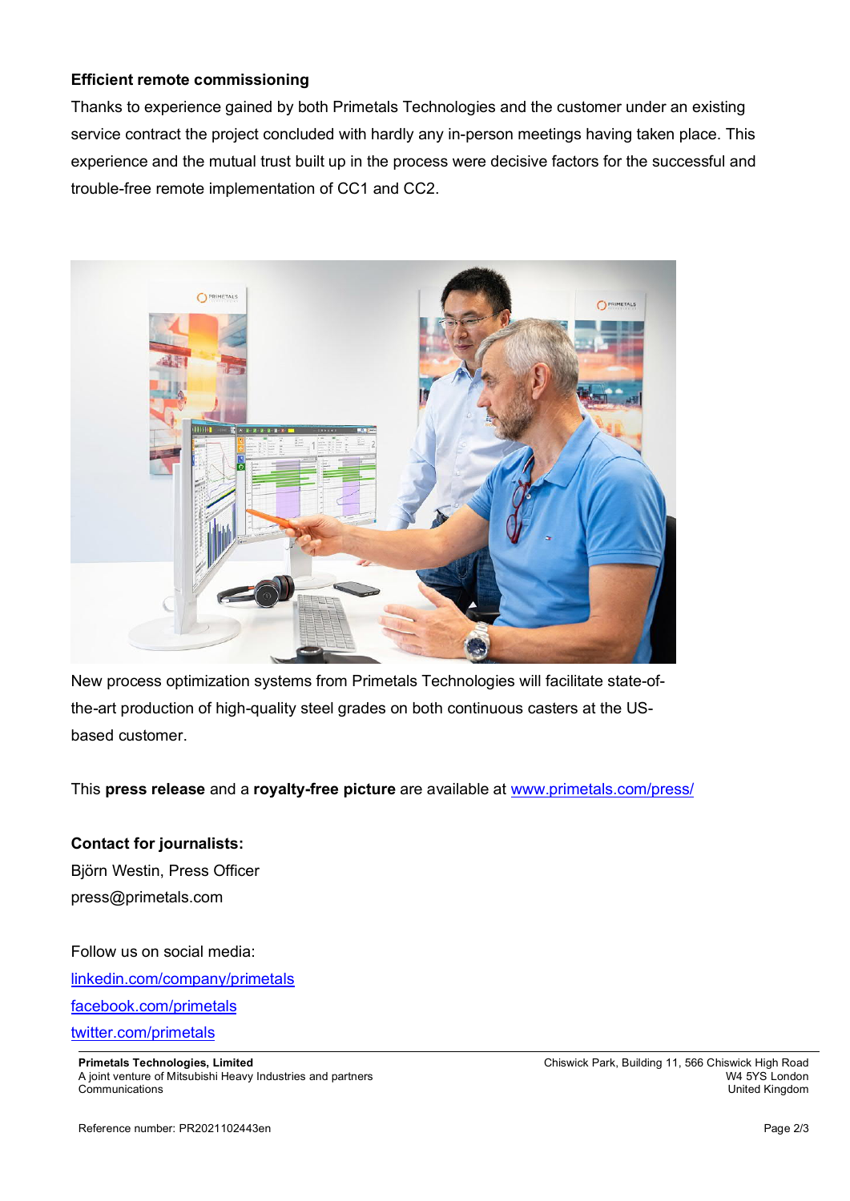**Efficient remote commissioning**

Thanks to experience gained by both Primetals Technologies and the customer under an existing service contract the project concluded with hardly any in-person meetings having taken place. This experience and the mutual trust built up in the process were decisive factors for the successful and trouble-free remote implementation of CC1 and CC2.

New process optimization systems from Primetals Technologies will facilitate state-of-the-art production of high-quality steel grades on both continuous casters at the US-based customer.

This **press release** and a **royalty-free picture** are available at www.primetals.com/press/

**Contact for journalists:**
Björn Westin, Press Officer
press@primetals.com

Follow us on social media:
linkedin.com/company/primetals
facebook.com/primetals
twitter.com/primetals

**Primetals Technologies, Limited**
A joint venture of Mitsubishi Heavy Industries and partners
Communications

Chiswick Park, Building 11, 566 Chiswick High Road
W4 5YS London
United Kingdom

Reference number: PR2021102443en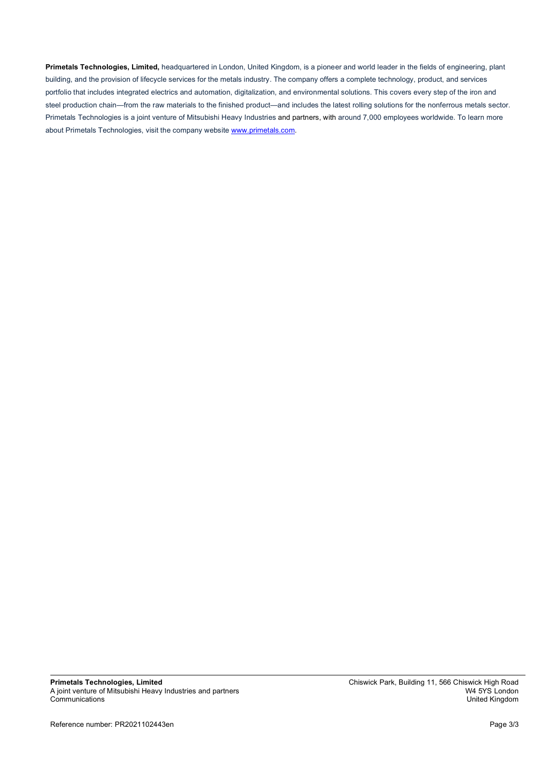**Primetals Technologies, Limited,** headquartered in London, United Kingdom, is a pioneer and world leader in the fields of engineering, plant building, and the provision of lifecycle services for the metals industry. The company offers a complete technology, product, and services portfolio that includes integrated electrics and automation, digitalization, and environmental solutions. This covers every step of the iron and steel production chain—from the raw materials to the finished product—and includes the latest rolling solutions for the nonferrous metals sector. Primetals Technologies is a joint venture of Mitsubishi Heavy Industries and partners, with around 7,000 employees worldwide. To learn more about Primetals Technologies, visit the company website [www.primetals.com](www.primetals.com).

**Primetals Technologies, Limited**
A joint venture of Mitsubishi Heavy Industries and partners
Communications

Chiswick Park, Building 11, 566 Chiswick High Road
W4 5YS London
United Kingdom

Reference number: PR2021102443en